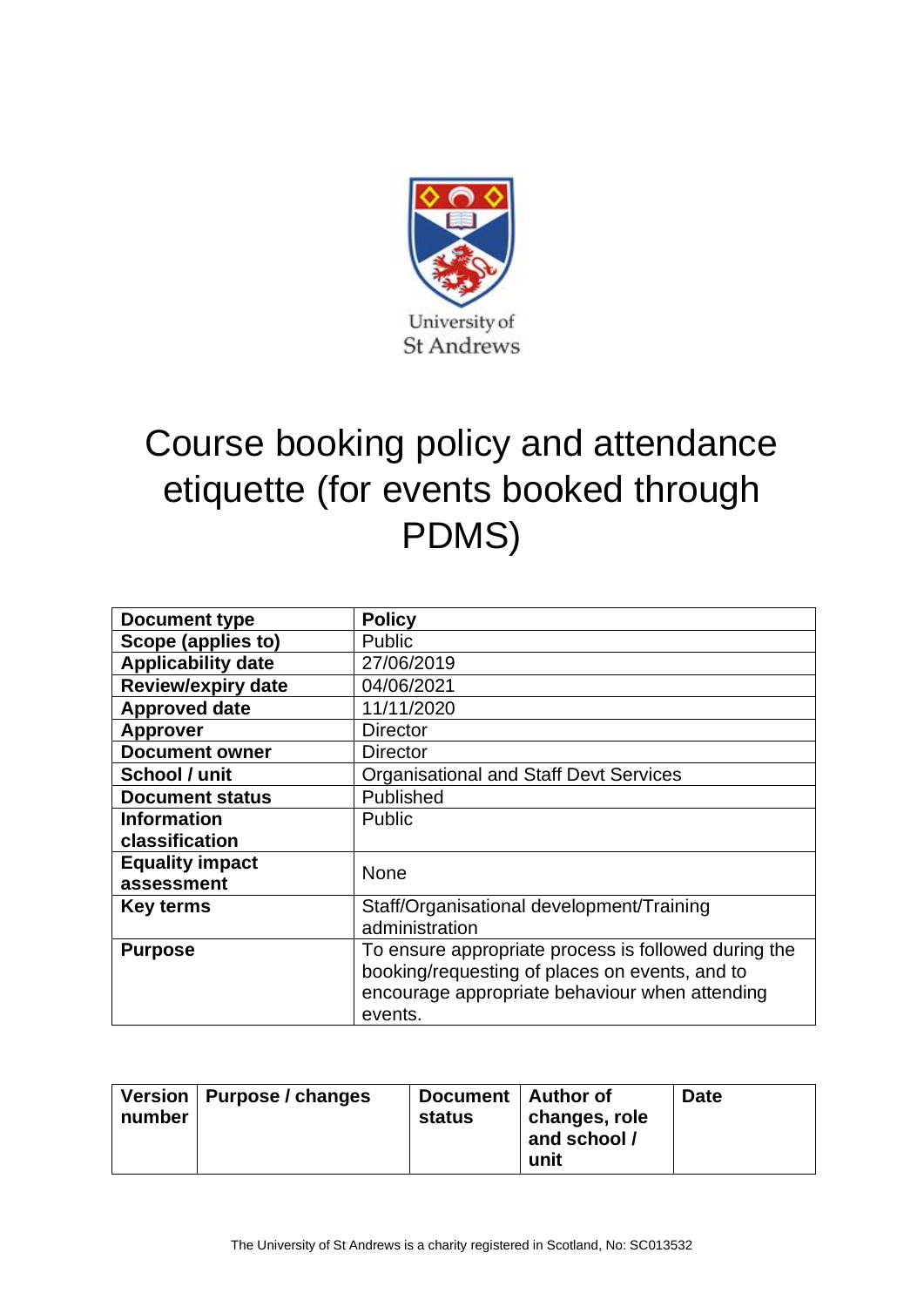University of St Andrews

# Course booking policy and attendance etiquette (for events booked through PDMS)

| **Document type** | **Policy** |
|---|---|
| **Scope (applies to)** | Public |
| **Applicability date** | 27/06/2019 |
| **Review/expiry date** | 04/06/2021 |
| **Approved date** | 11/11/2020 |
| **Approver** | Director |
| **Document owner** | Director |
| **School / unit** | Organisational and Staff Devt Services |
| **Document status** | Published |
| **Information classification** | Public |
| **Equality impact assessment** | None |
| **Key terms** | Staff/Organisational development/Training administration |
| **Purpose** | To ensure appropriate process is followed during the booking/requesting of places on events, and to encourage appropriate behaviour when attending events. |

| **Version number** | **Purpose / changes** | **Document status** | **Author of changes, role and school / unit** | **Date** |
|---|---|---|---|---|
| | | | | |

The University of St Andrews is a charity registered in Scotland, No: SC013532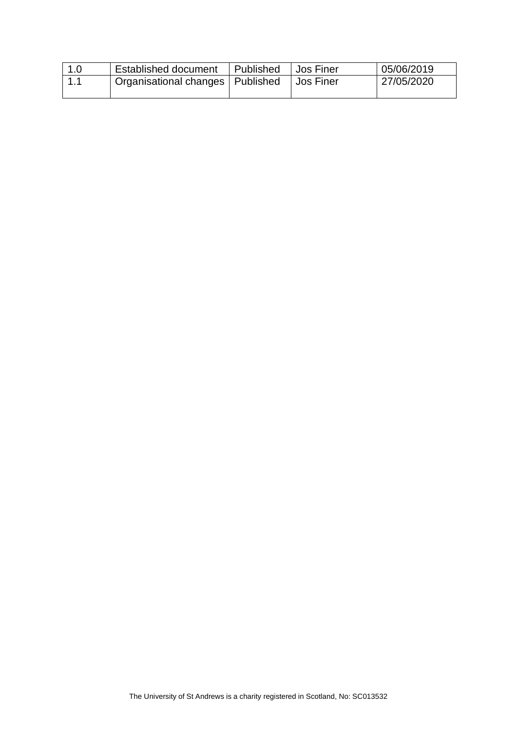| 1.0 | Established document | Published | Jos Finer | 05/06/2019 |
| --- | --- | --- | --- | --- |
| 1.1 | Organisational changes | Published | Jos Finer | 27/05/2020 |

The University of St Andrews is a charity registered in Scotland, No: SC013532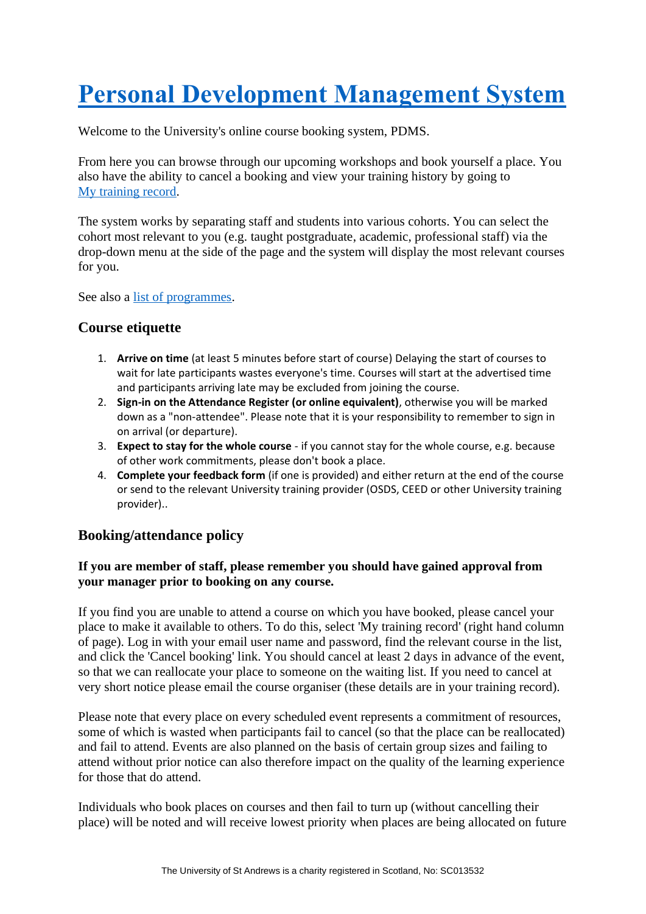# [Personal Development Management System]()

Welcome to the University's online course booking system, PDMS.

From here you can browse through our upcoming workshops and book yourself a place. You also have the ability to cancel a booking and view your training history by going to [My training record]().

The system works by separating staff and students into various cohorts. You can select the cohort most relevant to you (e.g. taught postgraduate, academic, professional staff) via the drop-down menu at the side of the page and the system will display the most relevant courses for you.

See also a [list of programmes]().

### Course etiquette

1. **Arrive on time** (at least 5 minutes before start of course) Delaying the start of courses to wait for late participants wastes everyone's time. Courses will start at the advertised time and participants arriving late may be excluded from joining the course.
2. **Sign-in on the Attendance Register (or online equivalent)**, otherwise you will be marked down as a "non-attendee". Please note that it is your responsibility to remember to sign in on arrival (or departure).
3. **Expect to stay for the whole course** - if you cannot stay for the whole course, e.g. because of other work commitments, please don't book a place.
4. **Complete your feedback form** (if one is provided) and either return at the end of the course or send to the relevant University training provider (OSDS, CEED or other University training provider)..

### Booking/attendance policy

**If you are member of staff, please remember you should have gained approval from your manager prior to booking on any course.**

If you find you are unable to attend a course on which you have booked, please cancel your place to make it available to others. To do this, select 'My training record' (right hand column of page). Log in with your email user name and password, find the relevant course in the list, and click the 'Cancel booking' link. You should cancel at least 2 days in advance of the event, so that we can reallocate your place to someone on the waiting list. If you need to cancel at very short notice please email the course organiser (these details are in your training record).

Please note that every place on every scheduled event represents a commitment of resources, some of which is wasted when participants fail to cancel (so that the place can be reallocated) and fail to attend. Events are also planned on the basis of certain group sizes and failing to attend without prior notice can also therefore impact on the quality of the learning experience for those that do attend.

Individuals who book places on courses and then fail to turn up (without cancelling their place) will be noted and will receive lowest priority when places are being allocated on future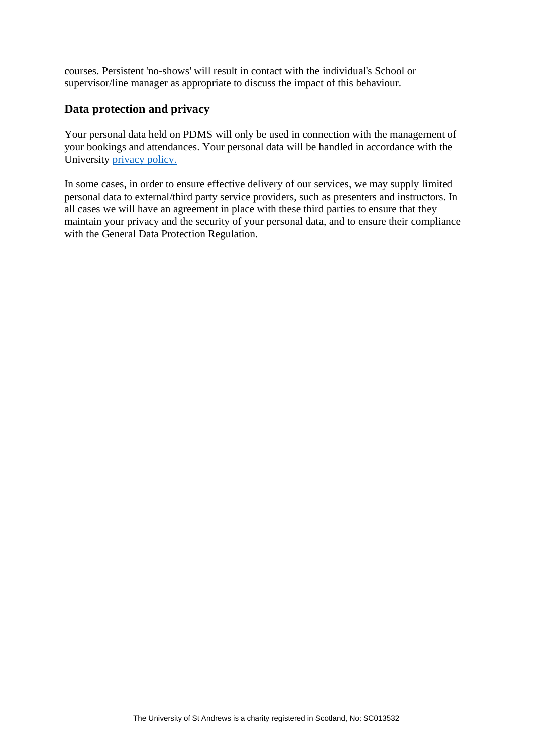courses. Persistent 'no-shows' will result in contact with the individual's School or supervisor/line manager as appropriate to discuss the impact of this behaviour.

## Data protection and privacy

Your personal data held on PDMS will only be used in connection with the management of your bookings and attendances. Your personal data will be handled in accordance with the University privacy policy.

In some cases, in order to ensure effective delivery of our services, we may supply limited personal data to external/third party service providers, such as presenters and instructors. In all cases we will have an agreement in place with these third parties to ensure that they maintain your privacy and the security of your personal data, and to ensure their compliance with the General Data Protection Regulation.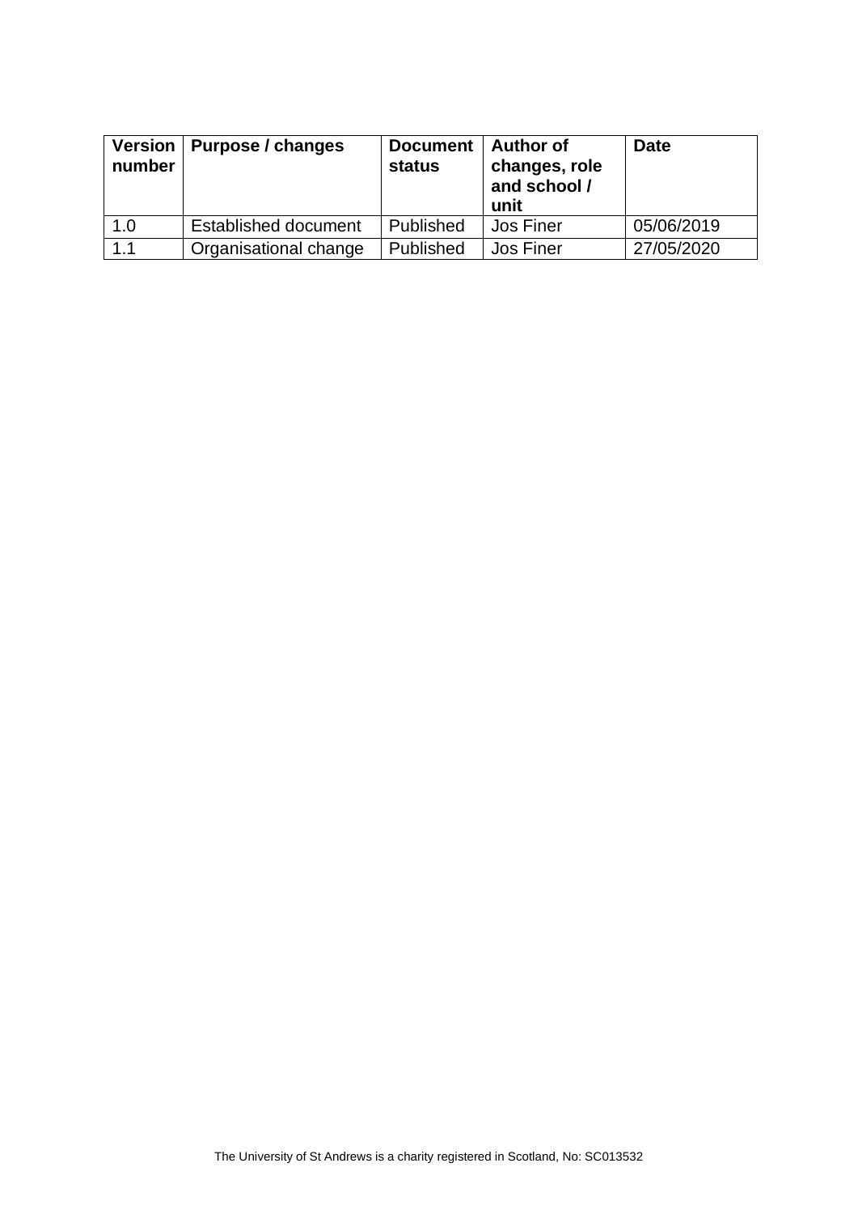| Version number | Purpose / changes | Document status | Author of changes, role and school / unit | Date |
|---|---|---|---|---|
| 1.0 | Established document | Published | Jos Finer | 05/06/2019 |
| 1.1 | Organisational change | Published | Jos Finer | 27/05/2020 |